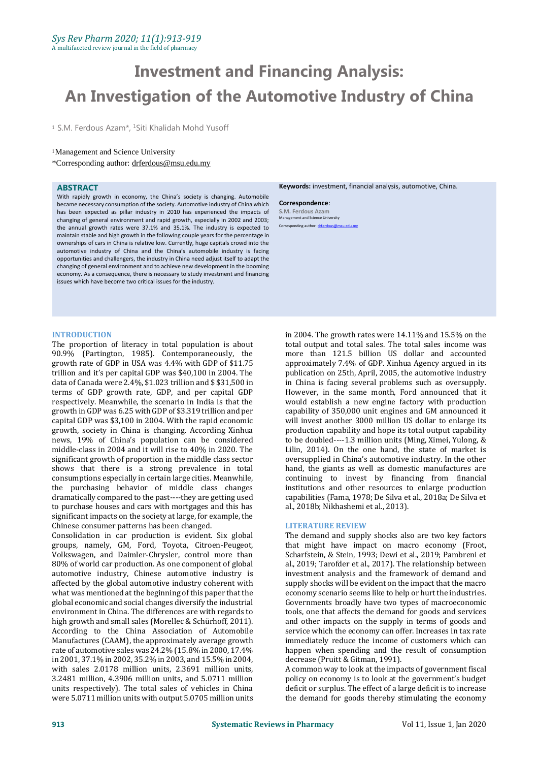# Investment and Financing Analysis: An Investigation of the Automotive Industry of China

[1] S.M. Ferdous Azam*, [1]Siti Khalidah Mohd Yusoff

[1]Management and Science University

*Corresponding author: drferdous@msu.edu.my

## ABSTRACT

With rapidly growth in economy, the China's society is changing. Automobile became necessary consumption of the society. Automotive industry of China which has been expected as pillar industry in 2010 has experienced the impacts of changing of general environment and rapid growth, especially in 2002 and 2003; the annual growth rates were 37.1% and 35.1%. The industry is expected to maintain stable and high growth in the following couple years for the percentage in ownerships of cars in China is relative low. Currently, huge capitals crowd into the automotive industry of China and the China's automobile industry is facing opportunities and challengers, the industry in China need adjust itself to adapt the changing of general environment and to achieve new development in the booming economy. As a consequence, there is necessary to study investment and financing issues which have become two critical issues for the industry.

**Keywords:** investment, financial analysis, automotive, China.

**Correspondence**:

S.M. Ferdous Azam

Management and Science University

Corresponding author: drferdous@msu.edu.my

## INTRODUCTION

The proportion of literacy in total population is about 90.9% (Partington, 1985). Contemporaneously, the growth rate of GDP in USA was 4.4% with GDP of $11.75 trillion and it's per capital GDP was $40,100 in 2004. The data of Canada were 2.4%, $1.023 trillion and $ $31,500 in terms of GDP growth rate, GDP, and per capital GDP respectively. Meanwhile, the scenario in India is that the growth in GDP was 6.25 with GDP of $3.319 trillion and per capital GDP was $3,100 in 2004. With the rapid economic growth, society in China is changing. According Xinhua news, 19% of China's population can be considered middle-class in 2004 and it will rise to 40% in 2020. The significant growth of proportion in the middle class sector shows that there is a strong prevalence in total consumptions especially in certain large cities. Meanwhile, the purchasing behavior of middle class changes dramatically compared to the past----they are getting used to purchase houses and cars with mortgages and this has significant impacts on the society at large, for example, the Chinese consumer patterns has been changed.

Consolidation in car production is evident. Six global groups, namely, GM, Ford, Toyota, Citroen-Peugeot, Volkswagen, and Daimler-Chrysler, control more than 80% of world car production. As one component of global automotive industry, Chinese automotive industry is affected by the global automotive industry coherent with what was mentioned at the beginning of this paper that the global economic and social changes diversify the industrial environment in China. The differences are with regards to high growth and small sales (Morellec & Schürhoff, 2011). According to the China Association of Automobile Manufactures (CAAM), the approximately average growth rate of automotive sales was 24.2% (15.8% in 2000, 17.4% in 2001, 37.1% in 2002, 35.2% in 2003, and 15.5% in 2004, with sales 2.0178 million units, 2.3691 million units, 3.2481 million, 4.3906 million units, and 5.0711 million units respectively). The total sales of vehicles in China were 5.0711 million units with output 5.0705 million units in 2004. The growth rates were 14.11% and 15.5% on the total output and total sales. The total sales income was more than 121.5 billion US dollar and accounted approximately 7.4% of GDP. Xinhua Agency argued in its publication on 25th, April, 2005, the automotive industry in China is facing several problems such as oversupply. However, in the same month, Ford announced that it would establish a new engine factory with production capability of 350,000 unit engines and GM announced it will invest another 3000 million US dollar to enlarge its production capability and hope its total output capability to be doubled----1.3 million units (Ming, Ximei, Yulong, & Lilin, 2014). On the one hand, the state of market is oversupplied in China's automotive industry. In the other hand, the giants as well as domestic manufactures are continuing to invest by financing from financial institutions and other resources to enlarge production capabilities (Fama, 1978; De Silva et al., 2018a; De Silva et al., 2018b; Nikhashemi et al., 2013).

## LITERATURE REVIEW

The demand and supply shocks also are two key factors that might have impact on macro economy (Froot, Scharfstein, & Stein, 1993; Dewi et al., 2019; Pambreni et al., 2019; Tarofder et al., 2017). The relationship between investment analysis and the framework of demand and supply shocks will be evident on the impact that the macro economy scenario seems like to help or hurt the industries. Governments broadly have two types of macroeconomic tools, one that affects the demand for goods and services and other impacts on the supply in terms of goods and service which the economy can offer. Increases in tax rate immediately reduce the income of customers which can happen when spending and the result of consumption decrease (Pruitt & Gitman, 1991).

A common way to look at the impacts of government fiscal policy on economy is to look at the government's budget deficit or surplus. The effect of a large deficit is to increase the demand for goods thereby stimulating the economy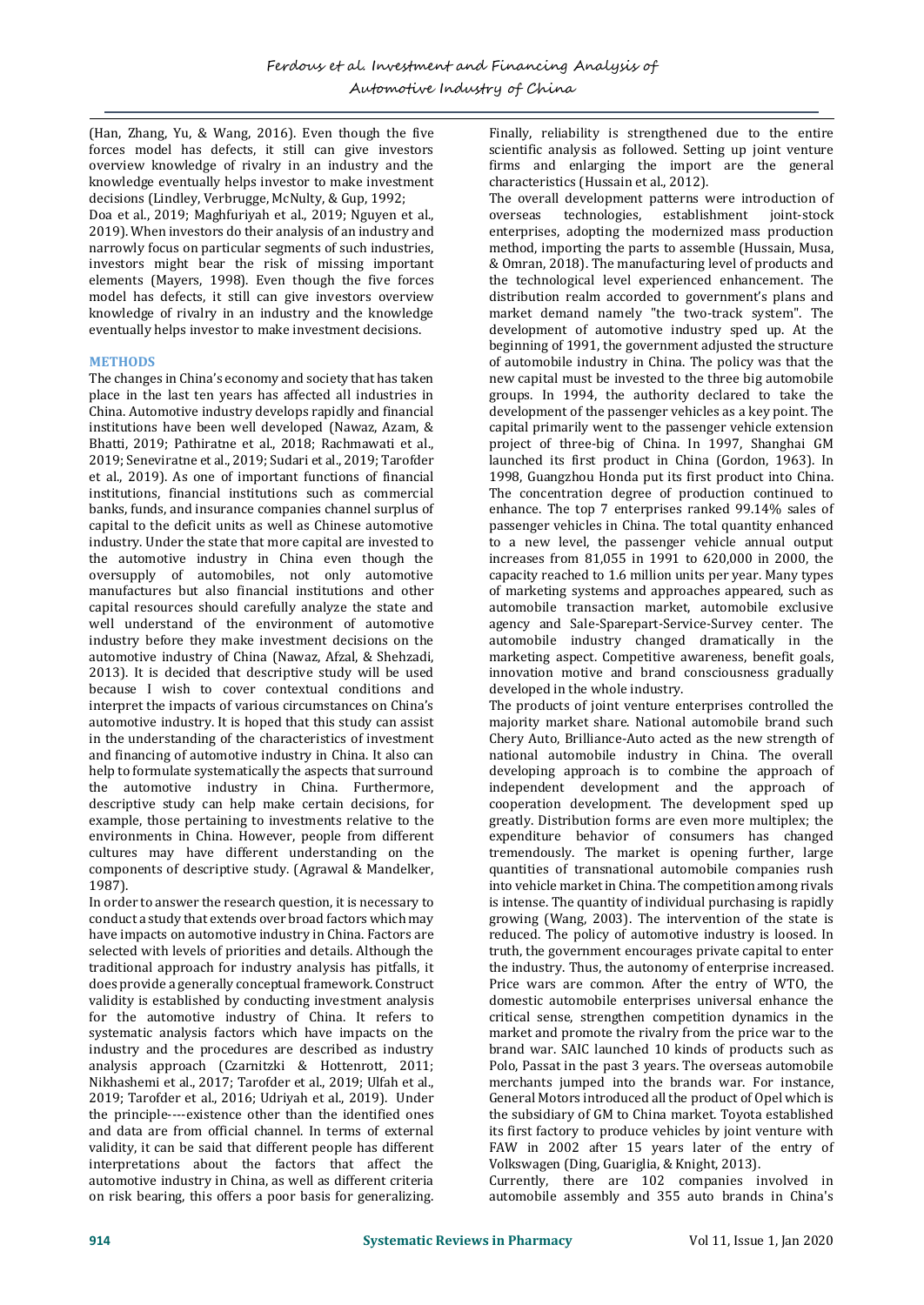(Han, Zhang, Yu, & Wang, 2016). Even though the five forces model has defects, it still can give investors overview knowledge of rivalry in an industry and the knowledge eventually helps investor to make investment decisions (Lindley, Verbrugge, McNulty, & Gup, 1992; Doa et al., 2019; Maghfuriyah et al., 2019; Nguyen et al., 2019). When investors do their analysis of an industry and narrowly focus on particular segments of such industries, investors might bear the risk of missing important elements (Mayers, 1998). Even though the five forces model has defects, it still can give investors overview knowledge of rivalry in an industry and the knowledge eventually helps investor to make investment decisions.

## METHODS

The changes in China's economy and society that has taken place in the last ten years has affected all industries in China. Automotive industry develops rapidly and financial institutions have been well developed (Nawaz, Azam, & Bhatti, 2019; Pathiratne et al., 2018; Rachmawati et al., 2019; Seneviratne et al., 2019; Sudari et al., 2019; Tarofder et al., 2019). As one of important functions of financial institutions, financial institutions such as commercial banks, funds, and insurance companies channel surplus of capital to the deficit units as well as Chinese automotive industry. Under the state that more capital are invested to the automotive industry in China even though the oversupply of automobiles, not only automotive manufactures but also financial institutions and other capital resources should carefully analyze the state and well understand of the environment of automotive industry before they make investment decisions on the automotive industry of China (Nawaz, Afzal, & Shehzadi, 2013). It is decided that descriptive study will be used because I wish to cover contextual conditions and interpret the impacts of various circumstances on China's automotive industry. It is hoped that this study can assist in the understanding of the characteristics of investment and financing of automotive industry in China. It also can help to formulate systematically the aspects that surround the automotive industry in China. Furthermore, descriptive study can help make certain decisions, for example, those pertaining to investments relative to the environments in China. However, people from different cultures may have different understanding on the components of descriptive study. (Agrawal & Mandelker, 1987).

In order to answer the research question, it is necessary to conduct a study that extends over broad factors which may have impacts on automotive industry in China. Factors are selected with levels of priorities and details. Although the traditional approach for industry analysis has pitfalls, it does provide a generally conceptual framework. Construct validity is established by conducting investment analysis for the automotive industry of China. It refers to systematic analysis factors which have impacts on the industry and the procedures are described as industry analysis approach (Czarnitzki & Hottenrott, 2011; Nikhashemi et al., 2017; Tarofder et al., 2019; Ulfah et al., 2019; Tarofder et al., 2016; Udriyah et al., 2019). Under the principle----existence other than the identified ones and data are from official channel. In terms of external validity, it can be said that different people has different interpretations about the factors that affect the automotive industry in China, as well as different criteria on risk bearing, this offers a poor basis for generalizing. Finally, reliability is strengthened due to the entire scientific analysis as followed. Setting up joint venture firms and enlarging the import are the general characteristics (Hussain et al., 2012).

The overall development patterns were introduction of overseas technologies, establishment joint-stock enterprises, adopting the modernized mass production method, importing the parts to assemble (Hussain, Musa, & Omran, 2018). The manufacturing level of products and the technological level experienced enhancement. The distribution realm accorded to government's plans and market demand namely "the two-track system". The development of automotive industry sped up. At the beginning of 1991, the government adjusted the structure of automobile industry in China. The policy was that the new capital must be invested to the three big automobile groups. In 1994, the authority declared to take the development of the passenger vehicles as a key point. The capital primarily went to the passenger vehicle extension project of three-big of China. In 1997, Shanghai GM launched its first product in China (Gordon, 1963). In 1998, Guangzhou Honda put its first product into China. The concentration degree of production continued to enhance. The top 7 enterprises ranked 99.14% sales of passenger vehicles in China. The total quantity enhanced to a new level, the passenger vehicle annual output increases from 81,055 in 1991 to 620,000 in 2000, the capacity reached to 1.6 million units per year. Many types of marketing systems and approaches appeared, such as automobile transaction market, automobile exclusive agency and Sale-Sparepart-Service-Survey center. The automobile industry changed dramatically in the marketing aspect. Competitive awareness, benefit goals, innovation motive and brand consciousness gradually developed in the whole industry.

The products of joint venture enterprises controlled the majority market share. National automobile brand such Chery Auto, Brilliance-Auto acted as the new strength of national automobile industry in China. The overall developing approach is to combine the approach of independent development and the approach of cooperation development. The development sped up greatly. Distribution forms are even more multiplex; the expenditure behavior of consumers has changed tremendously. The market is opening further, large quantities of transnational automobile companies rush into vehicle market in China. The competition among rivals is intense. The quantity of individual purchasing is rapidly growing (Wang, 2003). The intervention of the state is reduced. The policy of automotive industry is loosed. In truth, the government encourages private capital to enter the industry. Thus, the autonomy of enterprise increased. Price wars are common. After the entry of WTO, the domestic automobile enterprises universal enhance the critical sense, strengthen competition dynamics in the market and promote the rivalry from the price war to the brand war. SAIC launched 10 kinds of products such as Polo, Passat in the past 3 years. The overseas automobile merchants jumped into the brands war. For instance, General Motors introduced all the product of Opel which is the subsidiary of GM to China market. Toyota established its first factory to produce vehicles by joint venture with FAW in 2002 after 15 years later of the entry of Volkswagen (Ding, Guariglia, & Knight, 2013).

Currently, there are 102 companies involved in automobile assembly and 355 auto brands in China's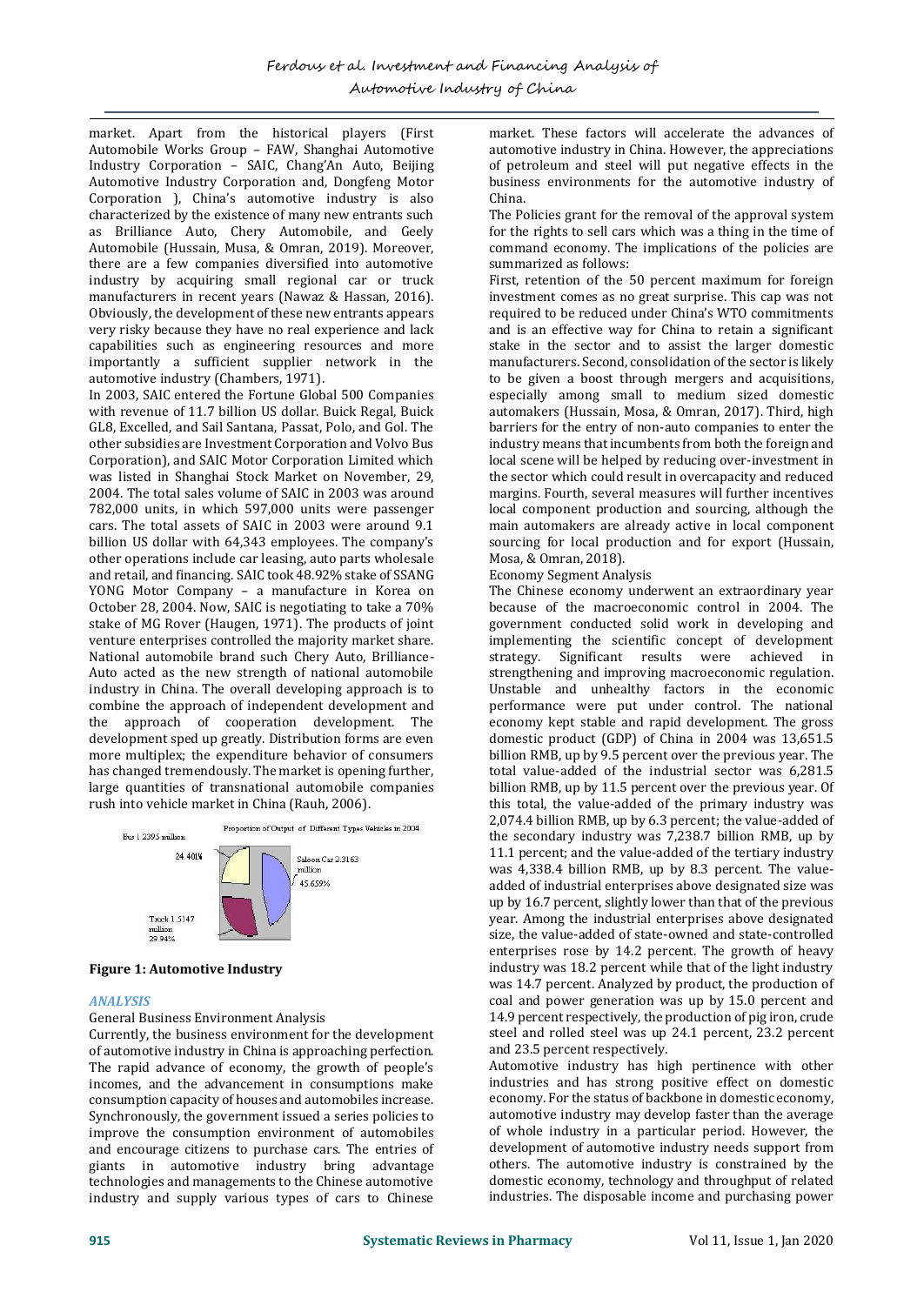market. Apart from the historical players (First Automobile Works Group – FAW, Shanghai Automotive Industry Corporation – SAIC, Chang'An Auto, Beijing Automotive Industry Corporation and, Dongfeng Motor Corporation ), China's automotive industry is also characterized by the existence of many new entrants such as Brilliance Auto, Chery Automobile, and Geely Automobile (Hussain, Musa, & Omran, 2019). Moreover, there are a few companies diversified into automotive industry by acquiring small regional car or truck manufacturers in recent years (Nawaz & Hassan, 2016). Obviously, the development of these new entrants appears very risky because they have no real experience and lack capabilities such as engineering resources and more importantly a sufficient supplier network in the automotive industry (Chambers, 1971).

In 2003, SAIC entered the Fortune Global 500 Companies with revenue of 11.7 billion US dollar. Buick Regal, Buick GL8, Excelled, and Sail Santana, Passat, Polo, and Gol. The other subsidies are Investment Corporation and Volvo Bus Corporation), and SAIC Motor Corporation Limited which was listed in Shanghai Stock Market on November, 29, 2004. The total sales volume of SAIC in 2003 was around 782,000 units, in which 597,000 units were passenger cars. The total assets of SAIC in 2003 were around 9.1 billion US dollar with 64,343 employees. The company's other operations include car leasing, auto parts wholesale and retail, and financing. SAIC took 48.92% stake of SSANG YONG Motor Company – a manufacture in Korea on October 28, 2004. Now, SAIC is negotiating to take a 70% stake of MG Rover (Haugen, 1971). The products of joint venture enterprises controlled the majority market share. National automobile brand such Chery Auto, Brilliance-Auto acted as the new strength of national automobile industry in China. The overall developing approach is to combine the approach of independent development and the approach of cooperation development. The development sped up greatly. Distribution forms are even more multiplex; the expenditure behavior of consumers has changed tremendously. The market is opening further, large quantities of transnational automobile companies rush into vehicle market in China (Rauh, 2006).

Proportion of Output of Different Types Vehicles in 2004

Bus 1.2395 million 24.401%

Saloon Car 2.3163 million 45.659%

Truck 1.5147 million 29.94%

**Figure 1: Automotive Industry**

## *ANALYSIS*

General Business Environment Analysis

Currently, the business environment for the development of automotive industry in China is approaching perfection. The rapid advance of economy, the growth of people's incomes, and the advancement in consumptions make consumption capacity of houses and automobiles increase. Synchronously, the government issued a series policies to improve the consumption environment of automobiles and encourage citizens to purchase cars. The entries of giants in automotive industry bring advantage technologies and managements to the Chinese automotive industry and supply various types of cars to Chinese market. These factors will accelerate the advances of automotive industry in China. However, the appreciations of petroleum and steel will put negative effects in the business environments for the automotive industry of China.

The Policies grant for the removal of the approval system for the rights to sell cars which was a thing in the time of command economy. The implications of the policies are summarized as follows:

First, retention of the 50 percent maximum for foreign investment comes as no great surprise. This cap was not required to be reduced under China's WTO commitments and is an effective way for China to retain a significant stake in the sector and to assist the larger domestic manufacturers. Second, consolidation of the sector is likely to be given a boost through mergers and acquisitions, especially among small to medium sized domestic automakers (Hussain, Mosa, & Omran, 2017). Third, high barriers for the entry of non-auto companies to enter the industry means that incumbents from both the foreign and local scene will be helped by reducing over-investment in the sector which could result in overcapacity and reduced margins. Fourth, several measures will further incentives local component production and sourcing, although the main automakers are already active in local component sourcing for local production and for export (Hussain, Mosa, & Omran, 2018).

Economy Segment Analysis

The Chinese economy underwent an extraordinary year because of the macroeconomic control in 2004. The government conducted solid work in developing and implementing the scientific concept of development strategy. Significant results were achieved in strengthening and improving macroeconomic regulation. Unstable and unhealthy factors in the economic performance were put under control. The national economy kept stable and rapid development. The gross domestic product (GDP) of China in 2004 was 13,651.5 billion RMB, up by 9.5 percent over the previous year. The total value-added of the industrial sector was 6,281.5 billion RMB, up by 11.5 percent over the previous year. Of this total, the value-added of the primary industry was 2,074.4 billion RMB, up by 6.3 percent; the value-added of the secondary industry was 7,238.7 billion RMB, up by 11.1 percent; and the value-added of the tertiary industry was 4,338.4 billion RMB, up by 8.3 percent. The value-added of industrial enterprises above designated size was up by 16.7 percent, slightly lower than that of the previous year. Among the industrial enterprises above designated size, the value-added of state-owned and state-controlled enterprises rose by 14.2 percent. The growth of heavy industry was 18.2 percent while that of the light industry was 14.7 percent. Analyzed by product, the production of coal and power generation was up by 15.0 percent and 14.9 percent respectively, the production of pig iron, crude steel and rolled steel was up 24.1 percent, 23.2 percent and 23.5 percent respectively.

Automotive industry has high pertinence with other industries and has strong positive effect on domestic economy. For the status of backbone in domestic economy, automotive industry may develop faster than the average of whole industry in a particular period. However, the development of automotive industry needs support from others. The automotive industry is constrained by the domestic economy, technology and throughput of related industries. The disposable income and purchasing power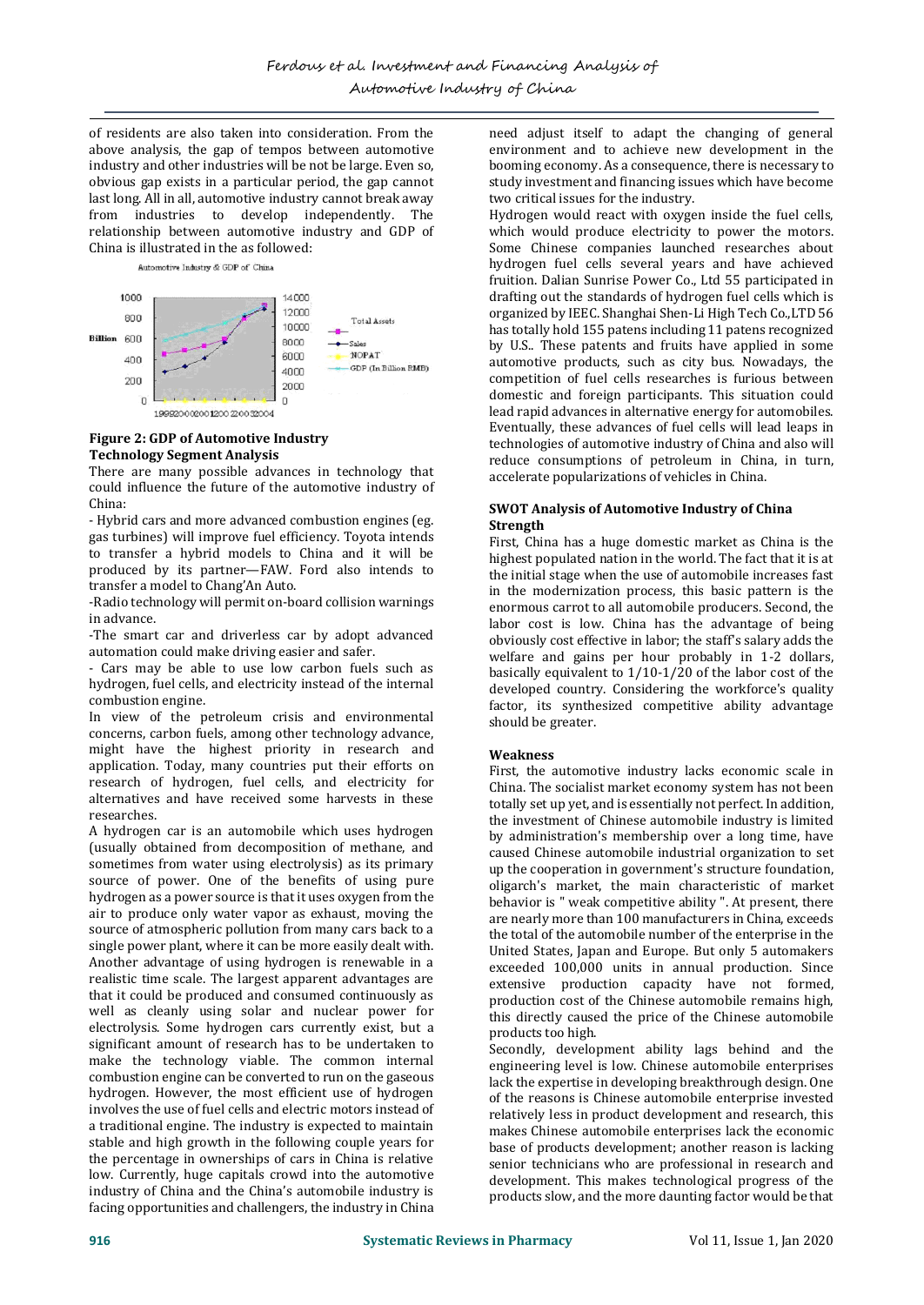of residents are also taken into consideration. From the above analysis, the gap of tempos between automotive industry and other industries will be not be large. Even so, obvious gap exists in a particular period, the gap cannot last long. All in all, automotive industry cannot break away from industries to develop independently. The relationship between automotive industry and GDP of China is illustrated in the as followed:

**Figure 2: GDP of Automotive Industry**

**Technology Segment Analysis**

There are many possible advances in technology that could influence the future of the automotive industry of China:

- Hybrid cars and more advanced combustion engines (eg. gas turbines) will improve fuel efficiency. Toyota intends to transfer a hybrid models to China and it will be produced by its partner—FAW. Ford also intends to transfer a model to Chang'An Auto.

-Radio technology will permit on-board collision warnings in advance.

-The smart car and driverless car by adopt advanced automation could make driving easier and safer.

- Cars may be able to use low carbon fuels such as hydrogen, fuel cells, and electricity instead of the internal combustion engine.

In view of the petroleum crisis and environmental concerns, carbon fuels, among other technology advance, might have the highest priority in research and application. Today, many countries put their efforts on research of hydrogen, fuel cells, and electricity for alternatives and have received some harvests in these researches.

A hydrogen car is an automobile which uses hydrogen (usually obtained from decomposition of methane, and sometimes from water using electrolysis) as its primary source of power. One of the benefits of using pure hydrogen as a power source is that it uses oxygen from the air to produce only water vapor as exhaust, moving the source of atmospheric pollution from many cars back to a single power plant, where it can be more easily dealt with. Another advantage of using hydrogen is renewable in a realistic time scale. The largest apparent advantages are that it could be produced and consumed continuously as well as cleanly using solar and nuclear power for electrolysis. Some hydrogen cars currently exist, but a significant amount of research has to be undertaken to make the technology viable. The common internal combustion engine can be converted to run on the gaseous hydrogen. However, the most efficient use of hydrogen involves the use of fuel cells and electric motors instead of a traditional engine. The industry is expected to maintain stable and high growth in the following couple years for the percentage in ownerships of cars in China is relative low. Currently, huge capitals crowd into the automotive industry of China and the China's automobile industry is facing opportunities and challengers, the industry in China need adjust itself to adapt the changing of general environment and to achieve new development in the booming economy. As a consequence, there is necessary to study investment and financing issues which have become two critical issues for the industry.

Hydrogen would react with oxygen inside the fuel cells, which would produce electricity to power the motors. Some Chinese companies launched researches about hydrogen fuel cells several years and have achieved fruition. Dalian Sunrise Power Co., Ltd 55 participated in drafting out the standards of hydrogen fuel cells which is organized by IEEC. Shanghai Shen-Li High Tech Co.,LTD 56 has totally hold 155 patens including 11 patens recognized by U.S.. These patents and fruits have applied in some automotive products, such as city bus. Nowadays, the competition of fuel cells researches is furious between domestic and foreign participants. This situation could lead rapid advances in alternative energy for automobiles. Eventually, these advances of fuel cells will lead leaps in technologies of automotive industry of China and also will reduce consumptions of petroleum in China, in turn, accelerate popularizations of vehicles in China.

**SWOT Analysis of Automotive Industry of China**

**Strength**

First, China has a huge domestic market as China is the highest populated nation in the world. The fact that it is at the initial stage when the use of automobile increases fast in the modernization process, this basic pattern is the enormous carrot to all automobile producers. Second, the labor cost is low. China has the advantage of being obviously cost effective in labor; the staff's salary adds the welfare and gains per hour probably in 1-2 dollars, basically equivalent to 1/10-1/20 of the labor cost of the developed country. Considering the workforce's quality factor, its synthesized competitive ability advantage should be greater.

**Weakness**

First, the automotive industry lacks economic scale in China. The socialist market economy system has not been totally set up yet, and is essentially not perfect. In addition, the investment of Chinese automobile industry is limited by administration's membership over a long time, have caused Chinese automobile industrial organization to set up the cooperation in government's structure foundation, oligarch's market, the main characteristic of market behavior is " weak competitive ability ". At present, there are nearly more than 100 manufacturers in China, exceeds the total of the automobile number of the enterprise in the United States, Japan and Europe. But only 5 automakers exceeded 100,000 units in annual production. Since extensive production capacity have not formed, production cost of the Chinese automobile remains high, this directly caused the price of the Chinese automobile products too high.

Secondly, development ability lags behind and the engineering level is low. Chinese automobile enterprises lack the expertise in developing breakthrough design. One of the reasons is Chinese automobile enterprise invested relatively less in product development and research, this makes Chinese automobile enterprises lack the economic base of products development; another reason is lacking senior technicians who are professional in research and development. This makes technological progress of the products slow, and the more daunting factor would be that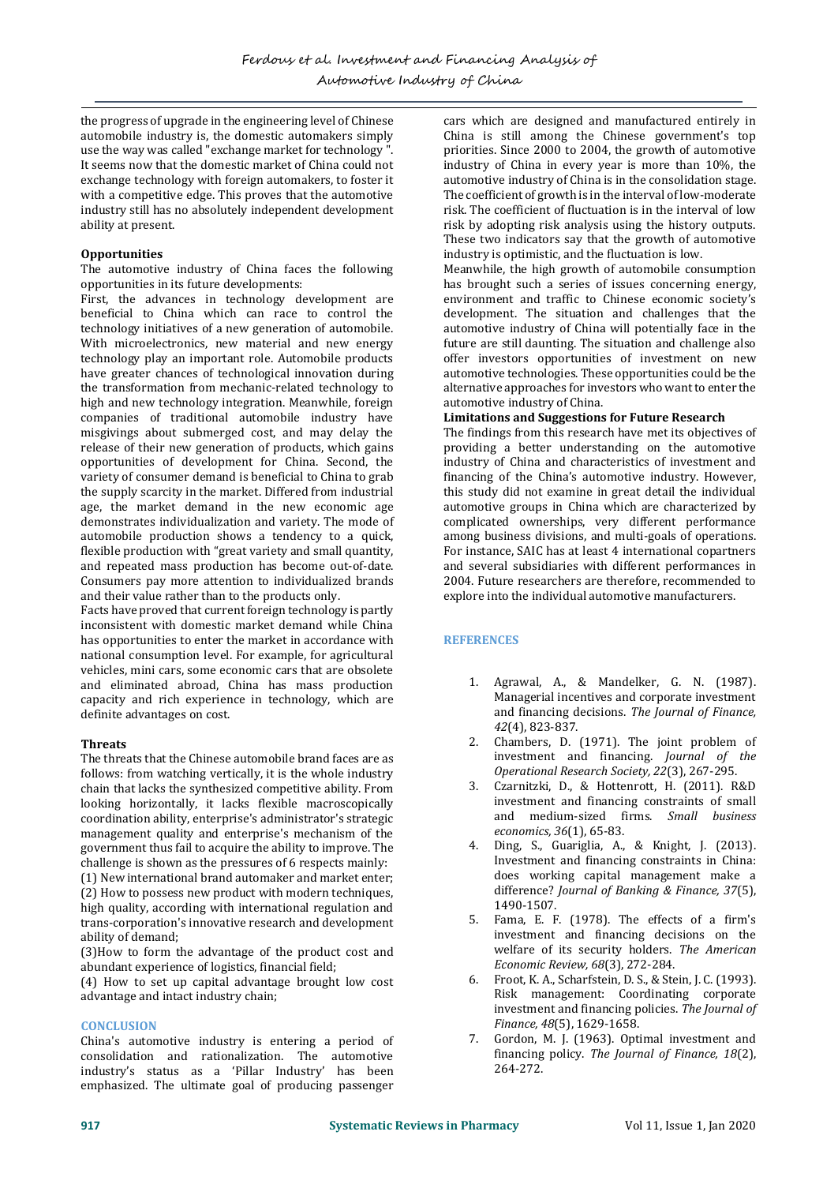the progress of upgrade in the engineering level of Chinese automobile industry is, the domestic automakers simply use the way was called "exchange market for technology ". It seems now that the domestic market of China could not exchange technology with foreign automakers, to foster it with a competitive edge. This proves that the automotive industry still has no absolutely independent development ability at present.

**Opportunities**

The automotive industry of China faces the following opportunities in its future developments:

First, the advances in technology development are beneficial to China which can race to control the technology initiatives of a new generation of automobile. With microelectronics, new material and new energy technology play an important role. Automobile products have greater chances of technological innovation during the transformation from mechanic-related technology to high and new technology integration. Meanwhile, foreign companies of traditional automobile industry have misgivings about submerged cost, and may delay the release of their new generation of products, which gains opportunities of development for China. Second, the variety of consumer demand is beneficial to China to grab the supply scarcity in the market. Differed from industrial age, the market demand in the new economic age demonstrates individualization and variety. The mode of automobile production shows a tendency to a quick, flexible production with "great variety and small quantity, and repeated mass production has become out-of-date. Consumers pay more attention to individualized brands and their value rather than to the products only.

Facts have proved that current foreign technology is partly inconsistent with domestic market demand while China has opportunities to enter the market in accordance with national consumption level. For example, for agricultural vehicles, mini cars, some economic cars that are obsolete and eliminated abroad, China has mass production capacity and rich experience in technology, which are definite advantages on cost.

**Threats**

The threats that the Chinese automobile brand faces are as follows: from watching vertically, it is the whole industry chain that lacks the synthesized competitive ability. From looking horizontally, it lacks flexible macroscopically coordination ability, enterprise's administrator's strategic management quality and enterprise's mechanism of the government thus fail to acquire the ability to improve. The challenge is shown as the pressures of 6 respects mainly:

(1) New international brand automaker and market enter;

(2) How to possess new product with modern techniques, high quality, according with international regulation and trans-corporation's innovative research and development ability of demand;

(3)How to form the advantage of the product cost and abundant experience of logistics, financial field;

(4) How to set up capital advantage brought low cost advantage and intact industry chain;

## CONCLUSION

China's automotive industry is entering a period of consolidation and rationalization. The automotive industry's status as a 'Pillar Industry' has been emphasized. The ultimate goal of producing passenger cars which are designed and manufactured entirely in China is still among the Chinese government's top priorities. Since 2000 to 2004, the growth of automotive industry of China in every year is more than 10%, the automotive industry of China is in the consolidation stage. The coefficient of growth is in the interval of low-moderate risk. The coefficient of fluctuation is in the interval of low risk by adopting risk analysis using the history outputs. These two indicators say that the growth of automotive industry is optimistic, and the fluctuation is low.

Meanwhile, the high growth of automobile consumption has brought such a series of issues concerning energy, environment and traffic to Chinese economic society's development. The situation and challenges that the automotive industry of China will potentially face in the future are still daunting. The situation and challenge also offer investors opportunities of investment on new automotive technologies. These opportunities could be the alternative approaches for investors who want to enter the automotive industry of China.

**Limitations and Suggestions for Future Research**

The findings from this research have met its objectives of providing a better understanding on the automotive industry of China and characteristics of investment and financing of the China's automotive industry. However, this study did not examine in great detail the individual automotive groups in China which are characterized by complicated ownerships, very different performance among business divisions, and multi-goals of operations. For instance, SAIC has at least 4 international copartners and several subsidiaries with different performances in 2004. Future researchers are therefore, recommended to explore into the individual automotive manufacturers.

## REFERENCES

1. Agrawal, A., & Mandelker, G. N. (1987). Managerial incentives and corporate investment and financing decisions. *The Journal of Finance, 42*(4), 823-837.
2. Chambers, D. (1971). The joint problem of investment and financing. *Journal of the Operational Research Society, 22*(3), 267-295.
3. Czarnitzki, D., & Hottenrott, H. (2011). R&D investment and financing constraints of small and medium-sized firms. *Small business economics, 36*(1), 65-83.
4. Ding, S., Guariglia, A., & Knight, J. (2013). Investment and financing constraints in China: does working capital management make a difference? *Journal of Banking & Finance, 37*(5), 1490-1507.
5. Fama, E. F. (1978). The effects of a firm's investment and financing decisions on the welfare of its security holders. *The American Economic Review, 68*(3), 272-284.
6. Froot, K. A., Scharfstein, D. S., & Stein, J. C. (1993). Risk management: Coordinating corporate investment and financing policies. *The Journal of Finance, 48*(5), 1629-1658.
7. Gordon, M. J. (1963). Optimal investment and financing policy. *The Journal of Finance, 18*(2), 264-272.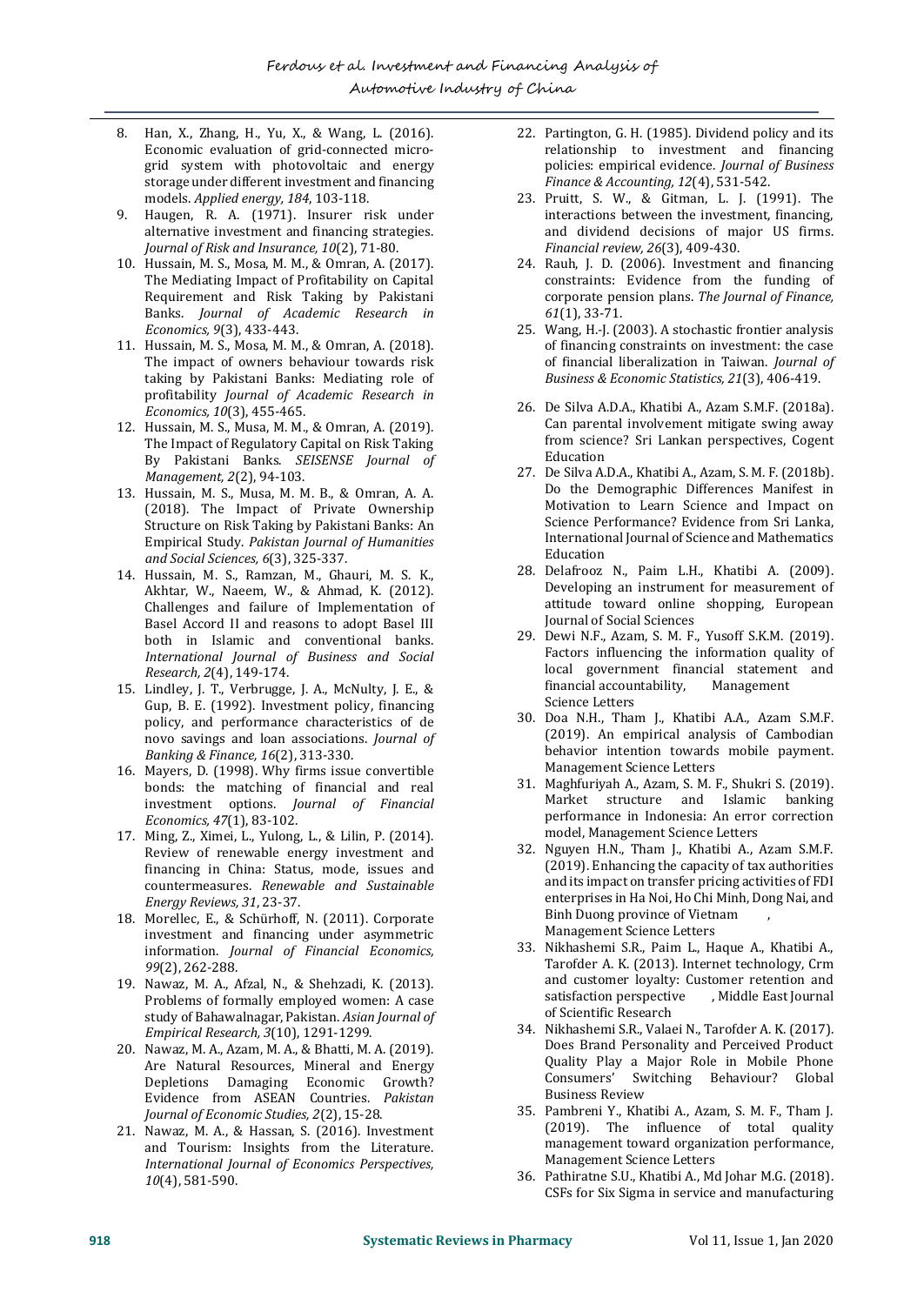8. Han, X., Zhang, H., Yu, X., & Wang, L. (2016). Economic evaluation of grid-connected micro-grid system with photovoltaic and energy storage under different investment and financing models. *Applied energy, 184*, 103-118.
9. Haugen, R. A. (1971). Insurer risk under alternative investment and financing strategies. *Journal of Risk and Insurance, 10*(2), 71-80.
10. Hussain, M. S., Mosa, M. M., & Omran, A. (2017). The Mediating Impact of Profitability on Capital Requirement and Risk Taking by Pakistani Banks. *Journal of Academic Research in Economics, 9*(3), 433-443.
11. Hussain, M. S., Mosa, M. M., & Omran, A. (2018). The impact of owners behaviour towards risk taking by Pakistani Banks: Mediating role of profitability *Journal of Academic Research in Economics, 10*(3), 455-465.
12. Hussain, M. S., Musa, M. M., & Omran, A. (2019). The Impact of Regulatory Capital on Risk Taking By Pakistani Banks. *SEISENSE Journal of Management, 2*(2), 94-103.
13. Hussain, M. S., Musa, M. M. B., & Omran, A. A. (2018). The Impact of Private Ownership Structure on Risk Taking by Pakistani Banks: An Empirical Study. *Pakistan Journal of Humanities and Social Sciences, 6*(3), 325-337.
14. Hussain, M. S., Ramzan, M., Ghauri, M. S. K., Akhtar, W., Naeem, W., & Ahmad, K. (2012). Challenges and failure of Implementation of Basel Accord II and reasons to adopt Basel III both in Islamic and conventional banks. *International Journal of Business and Social Research, 2*(4), 149-174.
15. Lindley, J. T., Verbrugge, J. A., McNulty, J. E., & Gup, B. E. (1992). Investment policy, financing policy, and performance characteristics of de novo savings and loan associations. *Journal of Banking & Finance, 16*(2), 313-330.
16. Mayers, D. (1998). Why firms issue convertible bonds: the matching of financial and real investment options. *Journal of Financial Economics, 47*(1), 83-102.
17. Ming, Z., Ximei, L., Yulong, L., & Lilin, P. (2014). Review of renewable energy investment and financing in China: Status, mode, issues and countermeasures. *Renewable and Sustainable Energy Reviews, 31*, 23-37.
18. Morellec, E., & Schürhoff, N. (2011). Corporate investment and financing under asymmetric information. *Journal of Financial Economics, 99*(2), 262-288.
19. Nawaz, M. A., Afzal, N., & Shehzadi, K. (2013). Problems of formally employed women: A case study of Bahawalnagar, Pakistan. *Asian Journal of Empirical Research, 3*(10), 1291-1299.
20. Nawaz, M. A., Azam, M. A., & Bhatti, M. A. (2019). Are Natural Resources, Mineral and Energy Depletions Damaging Economic Growth? Evidence from ASEAN Countries. *Pakistan Journal of Economic Studies, 2*(2), 15-28.
21. Nawaz, M. A., & Hassan, S. (2016). Investment and Tourism: Insights from the Literature. *International Journal of Economics Perspectives, 10*(4), 581-590.
22. Partington, G. H. (1985). Dividend policy and its relationship to investment and financing policies: empirical evidence. *Journal of Business Finance & Accounting, 12*(4), 531-542.
23. Pruitt, S. W., & Gitman, L. J. (1991). The interactions between the investment, financing, and dividend decisions of major US firms. *Financial review, 26*(3), 409-430.
24. Rauh, J. D. (2006). Investment and financing constraints: Evidence from the funding of corporate pension plans. *The Journal of Finance, 61*(1), 33-71.
25. Wang, H.-J. (2003). A stochastic frontier analysis of financing constraints on investment: the case of financial liberalization in Taiwan. *Journal of Business & Economic Statistics, 21*(3), 406-419.
26. De Silva A.D.A., Khatibi A., Azam S.M.F. (2018a). Can parental involvement mitigate swing away from science? Sri Lankan perspectives, Cogent Education
27. De Silva A.D.A., Khatibi A., Azam, S. M. F. (2018b). Do the Demographic Differences Manifest in Motivation to Learn Science and Impact on Science Performance? Evidence from Sri Lanka, International Journal of Science and Mathematics Education
28. Delafrooz N., Paim L.H., Khatibi A. (2009). Developing an instrument for measurement of attitude toward online shopping, European Journal of Social Sciences
29. Dewi N.F., Azam, S. M. F., Yusoff S.K.M. (2019). Factors influencing the information quality of local government financial statement and financial accountability, Management Science Letters
30. Doa N.H., Tham J., Khatibi A.A., Azam S.M.F. (2019). An empirical analysis of Cambodian behavior intention towards mobile payment. Management Science Letters
31. Maghfuriyah A., Azam, S. M. F., Shukri S. (2019). Market structure and Islamic banking performance in Indonesia: An error correction model, Management Science Letters
32. Nguyen H.N., Tham J., Khatibi A., Azam S.M.F. (2019). Enhancing the capacity of tax authorities and its impact on transfer pricing activities of FDI enterprises in Ha Noi, Ho Chi Minh, Dong Nai, and Binh Duong province of Vietnam , Management Science Letters
33. Nikhashemi S.R., Paim L., Haque A., Khatibi A., Tarofder A. K. (2013). Internet technology, Crm and customer loyalty: Customer retention and satisfaction perspective , Middle East Journal of Scientific Research
34. Nikhashemi S.R., Valaei N., Tarofder A. K. (2017). Does Brand Personality and Perceived Product Quality Play a Major Role in Mobile Phone Consumers' Switching Behaviour? Global Business Review
35. Pambreni Y., Khatibi A., Azam, S. M. F., Tham J. (2019). The influence of total quality management toward organization performance, Management Science Letters
36. Pathiratne S.U., Khatibi A., Md Johar M.G. (2018). CSFs for Six Sigma in service and manufacturing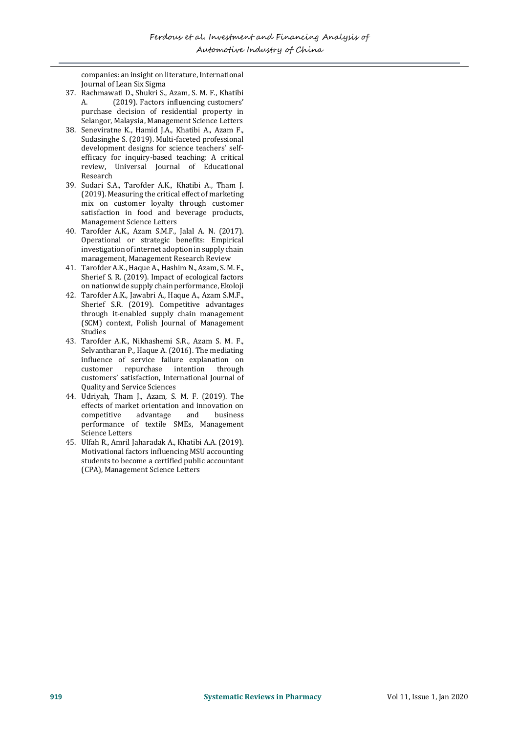companies: an insight on literature, International Journal of Lean Six Sigma

37. Rachmawati D., Shukri S., Azam, S. M. F., Khatibi A. (2019). Factors influencing customers' purchase decision of residential property in Selangor, Malaysia, Management Science Letters
38. Seneviratne K., Hamid J.A., Khatibi A., Azam F., Sudasinghe S. (2019). Multi-faceted professional development designs for science teachers' self-efficacy for inquiry-based teaching: A critical review, Universal Journal of Educational Research
39. Sudari S.A., Tarofder A.K., Khatibi A., Tham J. (2019). Measuring the critical effect of marketing mix on customer loyalty through customer satisfaction in food and beverage products, Management Science Letters
40. Tarofder A.K., Azam S.M.F., Jalal A. N. (2017). Operational or strategic benefits: Empirical investigation of internet adoption in supply chain management, Management Research Review
41. Tarofder A.K., Haque A., Hashim N., Azam, S. M. F., Sherief S. R. (2019). Impact of ecological factors on nationwide supply chain performance, Ekoloji
42. Tarofder A.K., Jawabri A., Haque A., Azam S.M.F., Sherief S.R. (2019). Competitive advantages through it-enabled supply chain management (SCM) context, Polish Journal of Management Studies
43. Tarofder A.K., Nikhashemi S.R., Azam S. M. F., Selvantharan P., Haque A. (2016). The mediating influence of service failure explanation on customer repurchase intention through customers' satisfaction, International Journal of Quality and Service Sciences
44. Udriyah, Tham J., Azam, S. M. F. (2019). The effects of market orientation and innovation on competitive advantage and business performance of textile SMEs, Management Science Letters
45. Ulfah R., Amril Jaharadak A., Khatibi A.A. (2019). Motivational factors influencing MSU accounting students to become a certified public accountant (CPA), Management Science Letters